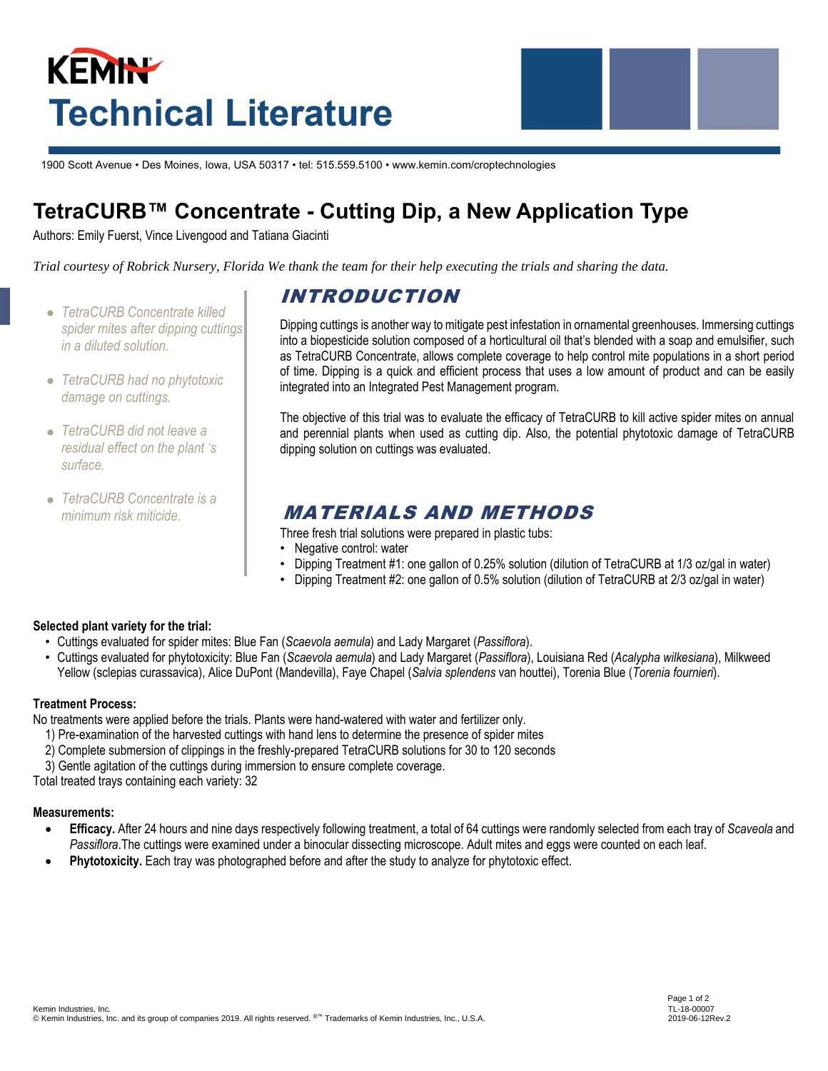# Kemin Technical Literature

1900 Scott Avenue • Des Moines, Iowa, USA 50317 • tel: 515.559.5100 • www.kemin.com/croptechnologies

## TetraCURB™ Concentrate - Cutting Dip, a New Application Type

Authors: Emily Fuerst, Vince Livengood and Tatiana Giacinti

*Trial courtesy of Robrick Nursery, Florida We thank the team for their help executing the trials and sharing the data.*

- *TetraCURB Concentrate killed spider mites after dipping cuttings in a diluted solution.*
- *TetraCURB had no phytotoxic damage on cuttings.*
- *TetraCURB did not leave a residual effect on the plant 's surface.*
- *TetraCURB Concentrate is a minimum risk miticide.*

## INTRODUCTION

Dipping cuttings is another way to mitigate pest infestation in ornamental greenhouses. Immersing cuttings into a biopesticide solution composed of a horticultural oil that's blended with a soap and emulsifier, such as TetraCURB Concentrate, allows complete coverage to help control mite populations in a short period of time. Dipping is a quick and efficient process that uses a low amount of product and can be easily integrated into an Integrated Pest Management program.

The objective of this trial was to evaluate the efficacy of TetraCURB to kill active spider mites on annual and perennial plants when used as cutting dip. Also, the potential phytotoxic damage of TetraCURB dipping solution on cuttings was evaluated.

## MATERIALS AND METHODS

Three fresh trial solutions were prepared in plastic tubs:

- Negative control: water
- Dipping Treatment #1: one gallon of 0.25% solution (dilution of TetraCURB at 1/3 oz/gal in water)
- Dipping Treatment #2: one gallon of 0.5% solution (dilution of TetraCURB at 2/3 oz/gal in water)

**Selected plant variety for the trial:**

- Cuttings evaluated for spider mites: Blue Fan (*Scaevola aemula*) and Lady Margaret (*Passiflora*).
- Cuttings evaluated for phytotoxicity: Blue Fan (*Scaevola aemula*) and Lady Margaret (*Passiflora*), Louisiana Red (*Acalypha wilkesiana*), Milkweed Yellow (sclepias curassavica), Alice DuPont (Mandevilla), Faye Chapel (*Salvia splendens* van houttei), Torenia Blue (*Torenia fournieri*).

**Treatment Process:**

No treatments were applied before the trials. Plants were hand-watered with water and fertilizer only.

1) Pre-examination of the harvested cuttings with hand lens to determine the presence of spider mites
2) Complete submersion of clippings in the freshly-prepared TetraCURB solutions for 30 to 120 seconds
3) Gentle agitation of the cuttings during immersion to ensure complete coverage.

Total treated trays containing each variety: 32

**Measurements:**

- **Efficacy.** After 24 hours and nine days respectively following treatment, a total of 64 cuttings were randomly selected from each tray of *Scaveola* and *Passiflora*.The cuttings were examined under a binocular dissecting microscope. Adult mites and eggs were counted on each leaf.
- **Phytotoxicity.** Each tray was photographed before and after the study to analyze for phytotoxic effect.

Kemin Industries, Inc.
© Kemin Industries, Inc. and its group of companies 2019. All rights reserved. ®™ Trademarks of Kemin Industries, Inc., U.S.A.

TL-18-00007
2019-06-12Rev.2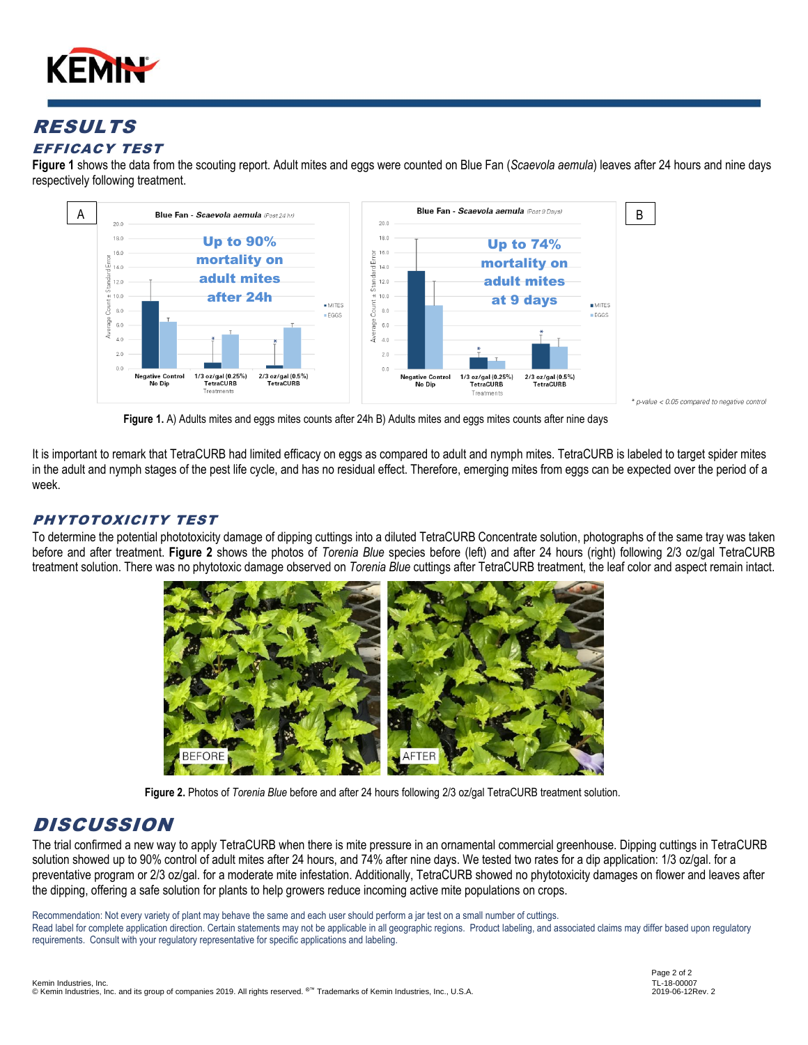# RESULTS

## EFFICACY TEST

**Figure 1** shows the data from the scouting report. Adult mites and eggs were counted on Blue Fan (*Scaevola aemula*) leaves after 24 hours and nine days respectively following treatment.

A

Blue Fan - *Scaevola aemula* (Post 24 hr)

Up to 90% mortality on adult mites after 24h

Average Count ± Standard Error

20.0
18.0
16.0
14.0
12.0
10.0
8.0
6.0
4.0
2.0
0.0

MITES
EGGS

Negative Control No Dip
1/3 oz/gal (0.25%) TetraCURB
2/3 oz/gal (0.5%) TetraCURB

Treatments

B

Blue Fan - *Scaevola aemula* (Post 9 Days)

Up to 74% mortality on adult mites at 9 days

Average Count ± Standard Error

20.0
18.0
16.0
14.0
12.0
10.0
8.0
6.0
4.0
2.0
0.0

MITES
EGGS

Negative Control No Dip
1/3 oz/gal (0.25%) TetraCURB
2/3 oz/gal (0.5%) TetraCURB

Treatments

* p-value < 0.05 compared to negative control

**Figure 1.** A) Adults mites and eggs mites counts after 24h B) Adults mites and eggs mites counts after nine days

It is important to remark that TetraCURB had limited efficacy on eggs as compared to adult and nymph mites. TetraCURB is labeled to target spider mites in the adult and nymph stages of the pest life cycle, and has no residual effect. Therefore, emerging mites from eggs can be expected over the period of a week.

## PHYTOTOXICITY TEST

To determine the potential phototoxicity damage of dipping cuttings into a diluted TetraCURB Concentrate solution, photographs of the same tray was taken before and after treatment. **Figure 2** shows the photos of *Torenia Blue* species before (left) and after 24 hours (right) following 2/3 oz/gal TetraCURB treatment solution. There was no phytotoxic damage observed on *Torenia Blue* cuttings after TetraCURB treatment, the leaf color and aspect remain intact.

BEFORE

AFTER

**Figure 2.** Photos of *Torenia Blue* before and after 24 hours following 2/3 oz/gal TetraCURB treatment solution.

# DISCUSSION

The trial confirmed a new way to apply TetraCURB when there is mite pressure in an ornamental commercial greenhouse. Dipping cuttings in TetraCURB solution showed up to 90% control of adult mites after 24 hours, and 74% after nine days. We tested two rates for a dip application: 1/3 oz/gal. for a preventative program or 2/3 oz/gal. for a moderate mite infestation. Additionally, TetraCURB showed no phytotoxicity damages on flower and leaves after the dipping, offering a safe solution for plants to help growers reduce incoming active mite populations on crops.

Recommendation: Not every variety of plant may behave the same and each user should perform a jar test on a small number of cuttings.
Read label for complete application direction. Certain statements may not be applicable in all geographic regions. Product labeling, and associated claims may differ based upon regulatory requirements. Consult with your regulatory representative for specific applications and labeling.

Kemin Industries, Inc.
© Kemin Industries, Inc. and its group of companies 2019. All rights reserved. ®™ Trademarks of Kemin Industries, Inc., U.S.A.

TL-18-00007
2019-06-12Rev. 2